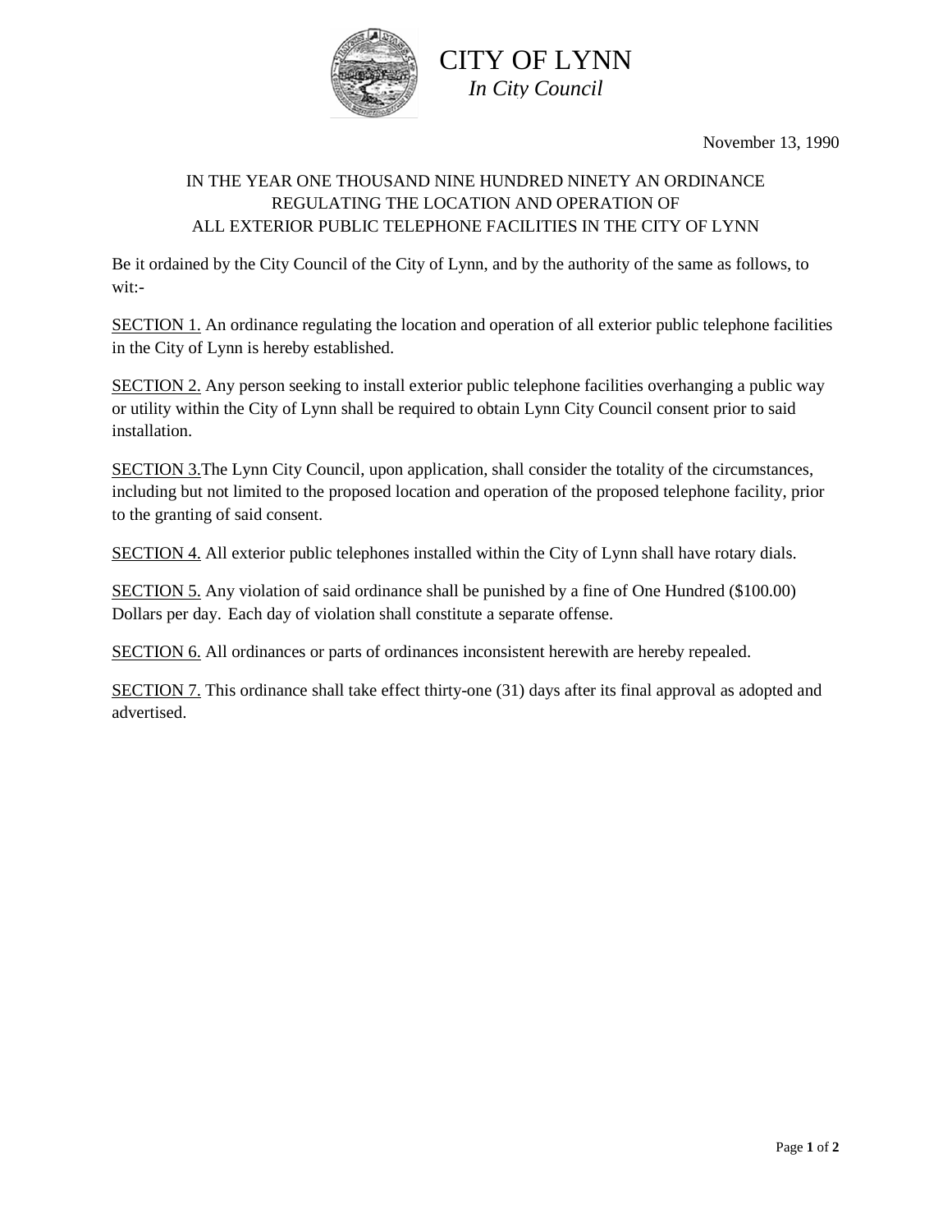# CITY OF LYNN

*In City Council*

November 13, 1990

IN THE YEAR ONE THOUSAND NINE HUNDRED NINETY AN ORDINANCE REGULATING THE LOCATION AND OPERATION OF ALL EXTERIOR PUBLIC TELEPHONE FACILITIES IN THE CITY OF LYNN

Be it ordained by the City Council of the City of Lynn, and by the authority of the same as follows, to wit:-

SECTION 1. An ordinance regulating the location and operation of all exterior public telephone facilities in the City of Lynn is hereby established.

SECTION 2. Any person seeking to install exterior public telephone facilities overhanging a public way or utility within the City of Lynn shall be required to obtain Lynn City Council consent prior to said installation.

SECTION 3.The Lynn City Council, upon application, shall consider the totality of the circumstances, including but not limited to the proposed location and operation of the proposed telephone facility, prior to the granting of said consent.

SECTION 4. All exterior public telephones installed within the City of Lynn shall have rotary dials.

SECTION 5. Any violation of said ordinance shall be punished by a fine of One Hundred ($100.00) Dollars per day. Each day of violation shall constitute a separate offense.

SECTION 6. All ordinances or parts of ordinances inconsistent herewith are hereby repealed.

SECTION 7. This ordinance shall take effect thirty-one (31) days after its final approval as adopted and advertised.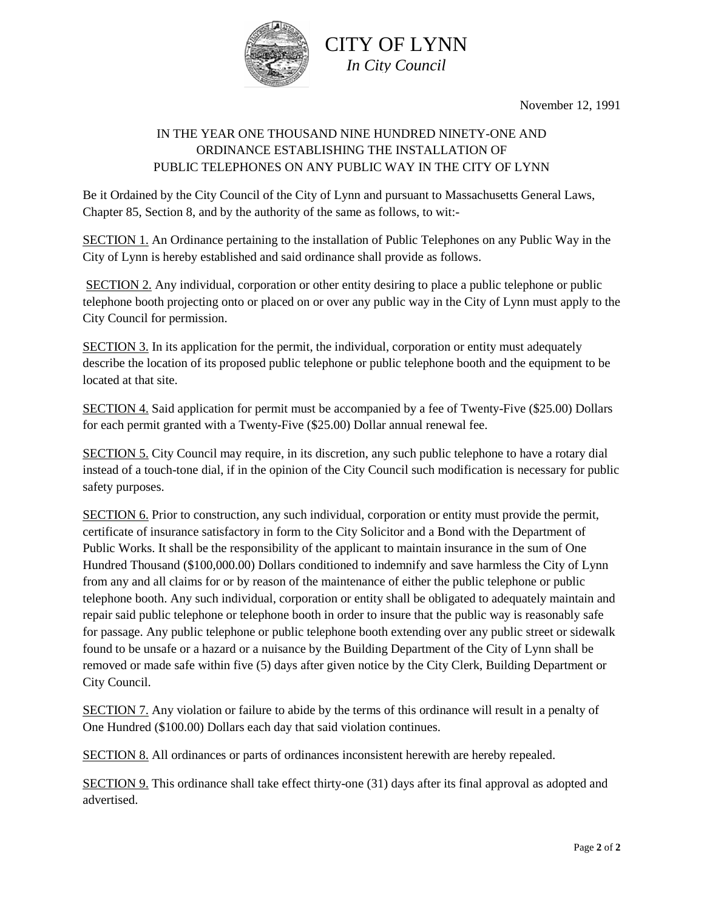# CITY OF LYNN

*In City Council*

November 12, 1991

IN THE YEAR ONE THOUSAND NINE HUNDRED NINETY-ONE AND
ORDINANCE ESTABLISHING THE INSTALLATION OF
PUBLIC TELEPHONES ON ANY PUBLIC WAY IN THE CITY OF LYNN

Be it Ordained by the City Council of the City of Lynn and pursuant to Massachusetts General Laws, Chapter 85, Section 8, and by the authority of the same as follows, to wit:-

<u>SECTION 1.</u> An Ordinance pertaining to the installation of Public Telephones on any Public Way in the City of Lynn is hereby established and said ordinance shall provide as follows.

<u>SECTION 2.</u> Any individual, corporation or other entity desiring to place a public telephone or public telephone booth projecting onto or placed on or over any public way in the City of Lynn must apply to the City Council for permission.

<u>SECTION 3.</u> In its application for the permit, the individual, corporation or entity must adequately describe the location of its proposed public telephone or public telephone booth and the equipment to be located at that site.

<u>SECTION 4.</u> Said application for permit must be accompanied by a fee of Twenty-Five ($25.00) Dollars for each permit granted with a Twenty-Five ($25.00) Dollar annual renewal fee.

<u>SECTION 5.</u> City Council may require, in its discretion, any such public telephone to have a rotary dial instead of a touch-tone dial, if in the opinion of the City Council such modification is necessary for public safety purposes.

<u>SECTION 6.</u> Prior to construction, any such individual, corporation or entity must provide the permit, certificate of insurance satisfactory in form to the City Solicitor and a Bond with the Department of Public Works. It shall be the responsibility of the applicant to maintain insurance in the sum of One Hundred Thousand ($100,000.00) Dollars conditioned to indemnify and save harmless the City of Lynn from any and all claims for or by reason of the maintenance of either the public telephone or public telephone booth. Any such individual, corporation or entity shall be obligated to adequately maintain and repair said public telephone or telephone booth in order to insure that the public way is reasonably safe for passage. Any public telephone or public telephone booth extending over any public street or sidewalk found to be unsafe or a hazard or a nuisance by the Building Department of the City of Lynn shall be removed or made safe within five (5) days after given notice by the City Clerk, Building Department or City Council.

<u>SECTION 7.</u> Any violation or failure to abide by the terms of this ordinance will result in a penalty of One Hundred ($100.00) Dollars each day that said violation continues.

<u>SECTION 8.</u> All ordinances or parts of ordinances inconsistent herewith are hereby repealed.

<u>SECTION 9.</u> This ordinance shall take effect thirty-one (31) days after its final approval as adopted and advertised.